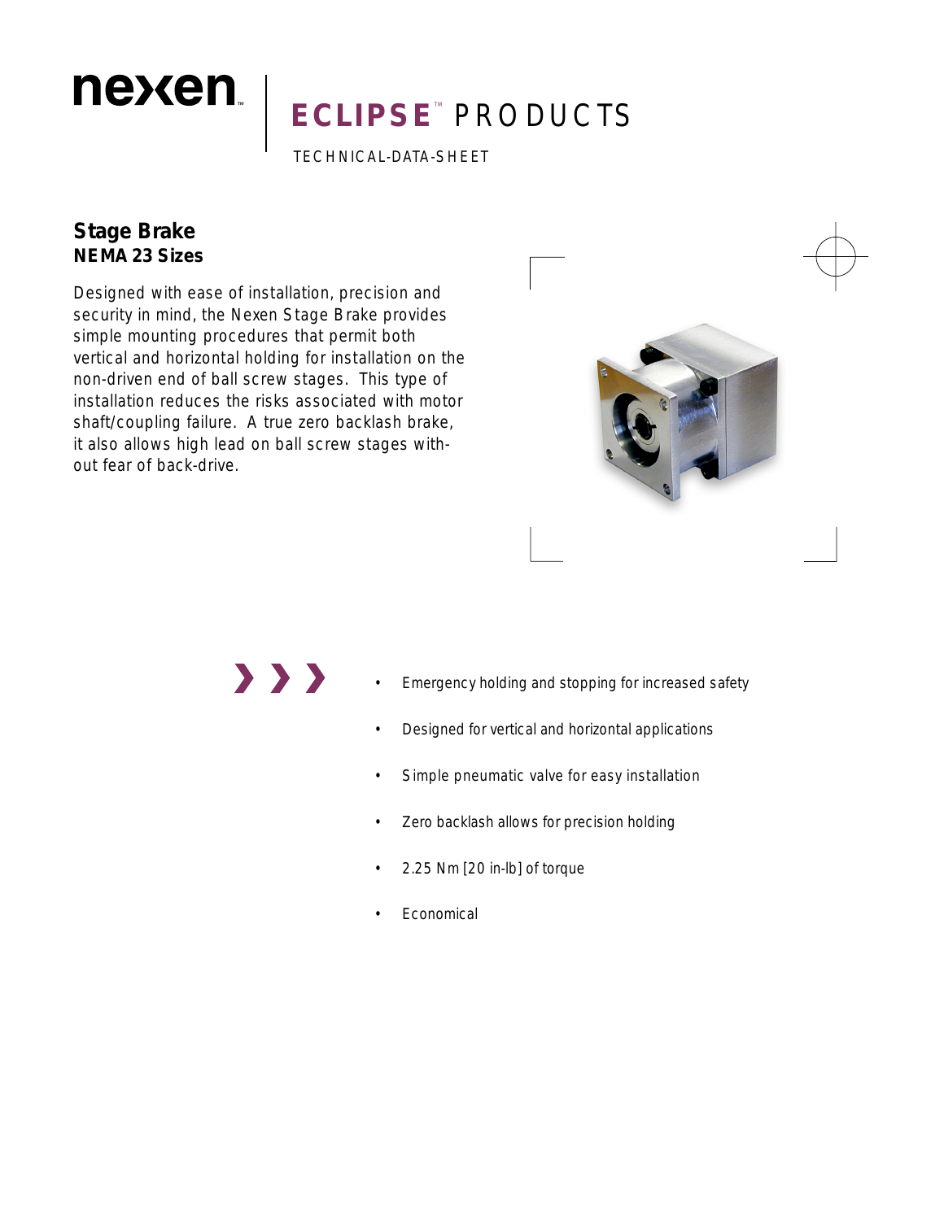nexen

# ECLIPSE™ PRODUCTS

TECHNICAL-DATA-SHEET

## Stage Brake
### NEMA 23 Sizes

Designed with ease of installation, precision and security in mind, the Nexen Stage Brake provides simple mounting procedures that permit both vertical and horizontal holding for installation on the non-driven end of ball screw stages. This type of installation reduces the risks associated with motor shaft/coupling failure. A true zero backlash brake, it also allows high lead on ball screw stages without fear of back-drive.

- Emergency holding and stopping for increased safety
- Designed for vertical and horizontal applications
- Simple pneumatic valve for easy installation
- Zero backlash allows for precision holding
- 2.25 Nm [20 in-lb] of torque
- Economical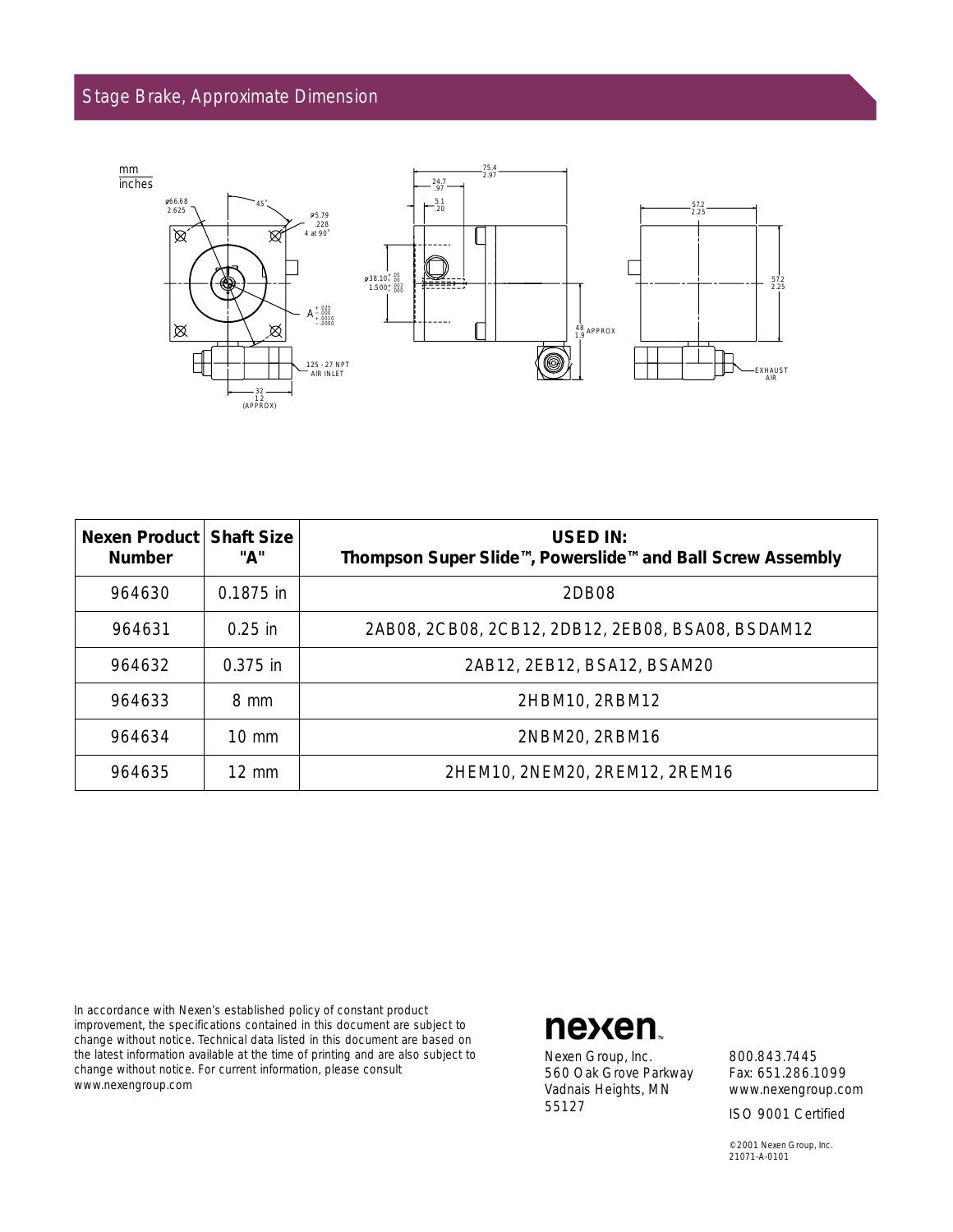## Stage Brake, Approximate Dimension

mm
inches

ø66.68
2.625

45°

ø5.79
.228
4 at 90°

A + .025 / - .000
+ .0010 / - .0000

.125 - 27 NPT
AIR INLET

32
1.2
(APPROX)

75.4
2.97

24.7
.97

5.1
.20

ø38.10 + .05 / - .00
1.500 + .002 / - .000

48
1.9 APPROX

57.2
2.25

57.2
2.25

EXHAUST
AIR

| Nexen Product Number | Shaft Size "A" | USED IN: Thompson Super Slide™, Powerslide™ and Ball Screw Assembly |
|---|---|---|
| 964630 | 0.1875 in | 2DB08 |
| 964631 | 0.25 in | 2AB08, 2CB08, 2CB12, 2DB12, 2EB08, BSA08, BSDAM12 |
| 964632 | 0.375 in | 2AB12, 2EB12, BSA12, BSAM20 |
| 964633 | 8 mm | 2HBM10, 2RBM12 |
| 964634 | 10 mm | 2NBM20, 2RBM16 |
| 964635 | 12 mm | 2HEM10, 2NEM20, 2REM12, 2REM16 |

*In accordance with Nexen's established policy of constant product improvement, the specifications contained in this document are subject to change without notice. Technical data listed in this document are based on the latest information available at the time of printing and are also subject to change without notice. For current information, please consult www.nexengroup.com*

**nexen**

Nexen Group, Inc.
560 Oak Grove Parkway
Vadnais Heights, MN
55127

800.843.7445
Fax: 651.286.1099
www.nexengroup.com

ISO 9001 Certified

©2001 Nexen Group, Inc.
21071-A-0101